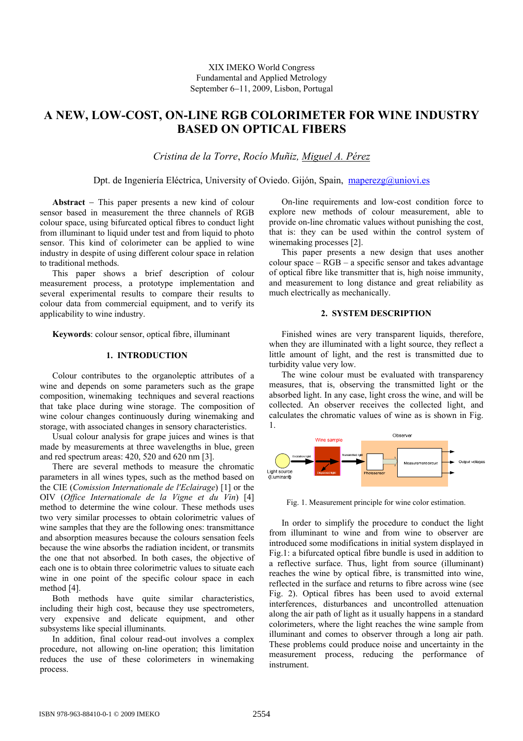XIX IMEKO World Congress
Fundamental and Applied Metrology
September 6−11, 2009, Lisbon, Portugal

# A NEW, LOW-COST, ON-LINE RGB COLORIMETER FOR WINE INDUSTRY BASED ON OPTICAL FIBERS

*Cristina de la Torre*, *Rocío Muñiz, Miguel A. Pérez*

Dpt. de Ingeniería Eléctrica, University of Oviedo. Gijón, Spain, maperezg@uniovi.es

**Abstract** – This paper presents a new kind of colour sensor based in measurement the three channels of RGB colour space, using bifurcated optical fibres to conduct light from illuminant to liquid under test and from liquid to photo sensor. This kind of colorimeter can be applied to wine industry in despite of using different colour space in relation to traditional methods.

This paper shows a brief description of colour measurement process, a prototype implementation and several experimental results to compare their results to colour data from commercial equipment, and to verify its applicability to wine industry.

**Keywords**: colour sensor, optical fibre, illuminant

## 1. INTRODUCTION

Colour contributes to the organoleptic attributes of a wine and depends on some parameters such as the grape composition, winemaking techniques and several reactions that take place during wine storage. The composition of wine colour changes continuously during winemaking and storage, with associated changes in sensory characteristics.

Usual colour analysis for grape juices and wines is that made by measurements at three wavelengths in blue, green and red spectrum areas: 420, 520 and 620 nm [3].

There are several methods to measure the chromatic parameters in all wines types, such as the method based on the CIE (*Comission Internationale de l'Eclairage*) [1] or the OIV (*Office Internationale de la Vigne et du Vin*) [4] method to determine the wine colour. These methods uses two very similar processes to obtain colorimetric values of wine samples that they are the following ones: transmittance and absorption measures because the colours sensation feels because the wine absorbs the radiation incident, or transmits the one that not absorbed. In both cases, the objective of each one is to obtain three colorimetric values to situate each wine in one point of the specific colour space in each method [4].

Both methods have quite similar characteristics, including their high cost, because they use spectrometers, very expensive and delicate equipment, and other subsystems like special illuminants.

In addition, final colour read-out involves a complex procedure, not allowing on-line operation; this limitation reduces the use of these colorimeters in winemaking process.

On-line requirements and low-cost condition force to explore new methods of colour measurement, able to provide on-line chromatic values without punishing the cost, that is: they can be used within the control system of winemaking processes [2].

This paper presents a new design that uses another colour space – RGB – a specific sensor and takes advantage of optical fibre like transmitter that is, high noise immunity, and measurement to long distance and great reliability as much electrically as mechanically.

## 2. SYSTEM DESCRIPTION

Finished wines are very transparent liquids, therefore, when they are illuminated with a light source, they reflect a little amount of light, and the rest is transmitted due to turbidity value very low.

The wine colour must be evaluated with transparency measures, that is, observing the transmitted light or the absorbed light. In any case, light cross the wine, and will be collected. An observer receives the collected light, and calculates the chromatic values of wine as is shown in Fig. 1.

Fig. 1. Measurement principle for wine color estimation.

In order to simplify the procedure to conduct the light from illuminant to wine and from wine to observer are introduced some modifications in initial system displayed in Fig.1: a bifurcated optical fibre bundle is used in addition to a reflective surface. Thus, light from source (illuminant) reaches the wine by optical fibre, is transmitted into wine, reflected in the surface and returns to fibre across wine (see Fig. 2). Optical fibres has been used to avoid external interferences, disturbances and uncontrolled attenuation along the air path of light as it usually happens in a standard colorimeters, where the light reaches the wine sample from illuminant and comes to observer through a long air path. These problems could produce noise and uncertainty in the measurement process, reducing the performance of instrument.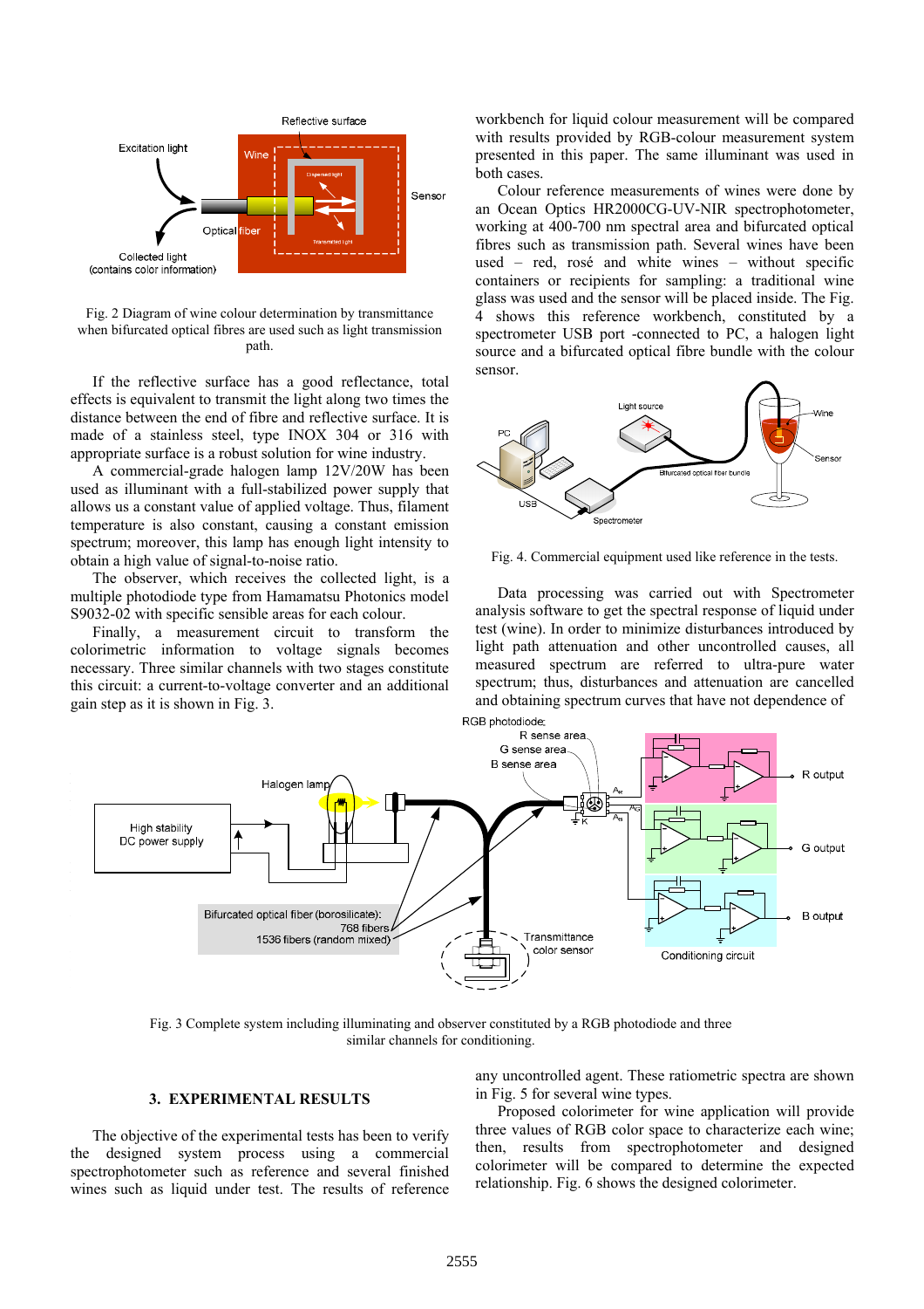Fig. 2 Diagram of wine colour determination by transmittance when bifurcated optical fibres are used such as light transmission path.

If the reflective surface has a good reflectance, total effects is equivalent to transmit the light along two times the distance between the end of fibre and reflective surface. It is made of a stainless steel, type INOX 304 or 316 with appropriate surface is a robust solution for wine industry.

A commercial-grade halogen lamp 12V/20W has been used as illuminant with a full-stabilized power supply that allows us a constant value of applied voltage. Thus, filament temperature is also constant, causing a constant emission spectrum; moreover, this lamp has enough light intensity to obtain a high value of signal-to-noise ratio.

The observer, which receives the collected light, is a multiple photodiode type from Hamamatsu Photonics model S9032-02 with specific sensible areas for each colour.

Finally, a measurement circuit to transform the colorimetric information to voltage signals becomes necessary. Three similar channels with two stages constitute this circuit: a current-to-voltage converter and an additional gain step as it is shown in Fig. 3.

workbench for liquid colour measurement will be compared with results provided by RGB-colour measurement system presented in this paper. The same illuminant was used in both cases.

Colour reference measurements of wines were done by an Ocean Optics HR2000CG-UV-NIR spectrophotometer, working at 400-700 nm spectral area and bifurcated optical fibres such as transmission path. Several wines have been used – red, rosé and white wines – without specific containers or recipients for sampling: a traditional wine glass was used and the sensor will be placed inside. The Fig. 4 shows this reference workbench, constituted by a spectrometer USB port -connected to PC, a halogen light source and a bifurcated optical fibre bundle with the colour sensor.

Fig. 4. Commercial equipment used like reference in the tests.

Data processing was carried out with Spectrometer analysis software to get the spectral response of liquid under test (wine). In order to minimize disturbances introduced by light path attenuation and other uncontrolled causes, all measured spectrum are referred to ultra-pure water spectrum; thus, disturbances and attenuation are cancelled and obtaining spectrum curves that have not dependence of any uncontrolled agent. These ratiometric spectra are shown in Fig. 5 for several wine types.

Fig. 3 Complete system including illuminating and observer constituted by a RGB photodiode and three similar channels for conditioning.

## 3. EXPERIMENTAL RESULTS

The objective of the experimental tests has been to verify the designed system process using a commercial spectrophotometer such as reference and several finished wines such as liquid under test. The results of reference

Proposed colorimeter for wine application will provide three values of RGB color space to characterize each wine; then, results from spectrophotometer and designed colorimeter will be compared to determine the expected relationship. Fig. 6 shows the designed colorimeter.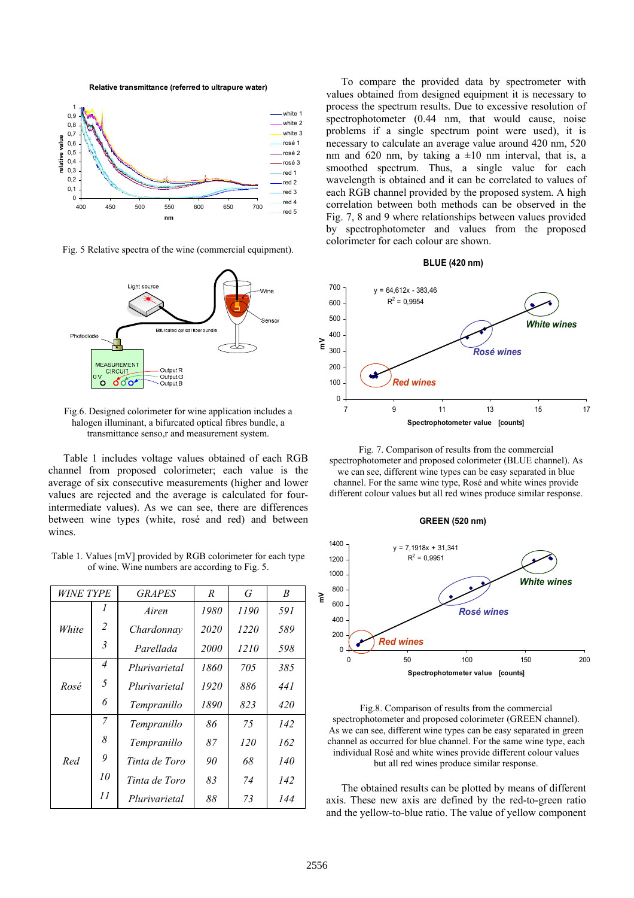Fig. 5 Relative spectra of the wine (commercial equipment).

Fig.6. Designed colorimeter for wine application includes a halogen illuminant, a bifurcated optical fibres bundle, a transmittance senso,r and measurement system.

Table 1 includes voltage values obtained of each RGB channel from proposed colorimeter; each value is the average of six consecutive measurements (higher and lower values are rejected and the average is calculated for four-intermediate values). As we can see, there are differences between wine types (white, rosé and red) and between wines.

Table 1. Values [mV] provided by RGB colorimeter for each type of wine. Wine numbers are according to Fig. 5.

| WINE TYPE | | GRAPES | R | G | B |
|---|---|---|---|---|---|
| White | 1 | Airen | 1980 | 1190 | 591 |
| | 2 | Chardonnay | 2020 | 1220 | 589 |
| | 3 | Parellada | 2000 | 1210 | 598 |
| Rosé | 4 | Plurivarietal | 1860 | 705 | 385 |
| | 5 | Plurivarietal | 1920 | 886 | 441 |
| | 6 | Tempranillo | 1890 | 823 | 420 |
| Red | 7 | Tempranillo | 86 | 75 | 142 |
| | 8 | Tempranillo | 87 | 120 | 162 |
| | 9 | Tinta de Toro | 90 | 68 | 140 |
| | 10 | Tinta de Toro | 83 | 74 | 142 |
| | 11 | Plurivarietal | 88 | 73 | 144 |

To compare the provided data by spectrometer with values obtained from designed equipment it is necessary to process the spectrum results. Due to excessive resolution of spectrophotometer (0.44 nm, that would cause, noise problems if a single spectrum point were used), it is necessary to calculate an average value around 420 nm, 520 nm and 620 nm, by taking a ±10 nm interval, that is, a smoothed spectrum. Thus, a single value for each wavelength is obtained and it can be correlated to values of each RGB channel provided by the proposed system. A high correlation between both methods can be observed in the Fig. 7, 8 and 9 where relationships between values provided by spectrophotometer and values from the proposed colorimeter for each colour are shown.

Fig. 7. Comparison of results from the commercial spectrophotometer and proposed colorimeter (BLUE channel). As we can see, different wine types can be easy separated in blue channel. For the same wine type, Rosé and white wines provide different colour values but all red wines produce similar response.

Fig.8. Comparison of results from the commercial spectrophotometer and proposed colorimeter (GREEN channel). As we can see, different wine types can be easy separated in green channel as occurred for blue channel. For the same wine type, each individual Rosé and white wines provide different colour values but all red wines produce similar response.

The obtained results can be plotted by means of different axis. These new axis are defined by the red-to-green ratio and the yellow-to-blue ratio. The value of yellow component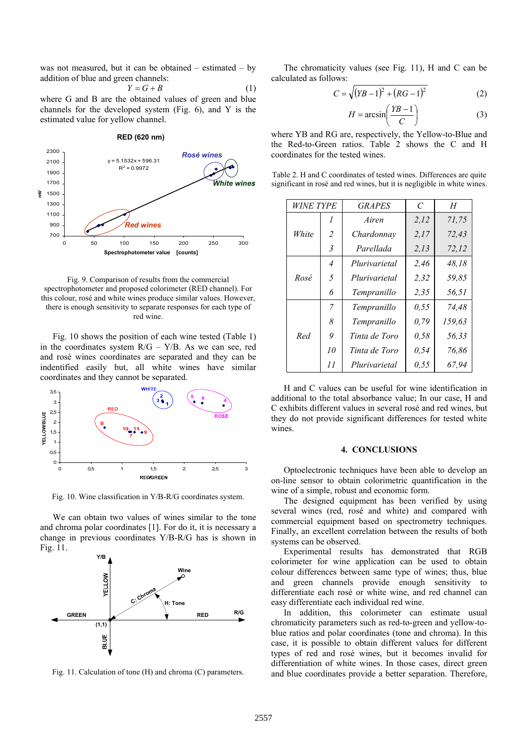was not measured, but it can be obtained – estimated – by addition of blue and green channels:

$$Y = G + B \tag{1}$$

where G and B are the obtained values of green and blue channels for the developed system (Fig. 6), and Y is the estimated value for yellow channel.

Fig. 9. Comparison of results from the commercial spectrophotometer and proposed colorimeter (RED channel). For this colour, rosé and white wines produce similar values. However, there is enough sensitivity to separate responses for each type of red wine.

Fig. 10 shows the position of each wine tested (Table 1) in the coordinates system R/G – Y/B. As we can see, red and rosé wines coordinates are separated and they can be indentified easily but, all white wines have similar coordinates and they cannot be separated.

Fig. 10. Wine classification in Y/B-R/G coordinates system.

We can obtain two values of wines similar to the tone and chroma polar coordinates [1]. For do it, it is necessary a change in previous coordinates Y/B-R/G has is shown in Fig. 11.

Fig. 11. Calculation of tone (H) and chroma (C) parameters.

The chromaticity values (see Fig. 11), H and C can be calculated as follows:

$$C = \sqrt{(YB-1)^2 + (RG-1)^2} \tag{2}$$

$$H = \arcsin\left(\frac{YB-1}{C}\right) \tag{3}$$

where YB and RG are, respectively, the Yellow-to-Blue and the Red-to-Green ratios. Table 2 shows the C and H coordinates for the tested wines.

Table 2. H and C coordinates of tested wines. Differences are quite significant in rosé and red wines, but it is negligible in white wines.

| WINE TYPE | | GRAPES | C | H |
|---|---|---|---|---|
| White | 1 | Airen | 2,12 | 71,75 |
| | 2 | Chardonnay | 2,17 | 72,43 |
| | 3 | Parellada | 2,13 | 72,12 |
| Rosé | 4 | Plurivarietal | 2,46 | 48,18 |
| | 5 | Plurivarietal | 2,32 | 59,85 |
| | 6 | Tempranillo | 2,35 | 56,51 |
| Red | 7 | Tempranillo | 0,55 | 74,48 |
| | 8 | Tempranillo | 0,79 | 159,63 |
| | 9 | Tinta de Toro | 0,58 | 56,33 |
| | 10 | Tinta de Toro | 0,54 | 76,86 |
| | 11 | Plurivarietal | 0,55 | 67,94 |

H and C values can be useful for wine identification in additional to the total absorbance value; In our case, H and C exhibits different values in several rosé and red wines, but they do not provide significant differences for tested white wines.

## 4. CONCLUSIONS

Optoelectronic techniques have been able to develop an on-line sensor to obtain colorimetric quantification in the wine of a simple, robust and economic form.

The designed equipment has been verified by using several wines (red, rosé and white) and compared with commercial equipment based on spectrometry techniques. Finally, an excellent correlation between the results of both systems can be observed.

Experimental results has demonstrated that RGB colorimeter for wine application can be used to obtain colour differences between same type of wines; thus, blue and green channels provide enough sensitivity to differentiate each rosé or white wine, and red channel can easy differentiate each individual red wine.

In addition, this colorimeter can estimate usual chromaticity parameters such as red-to-green and yellow-to-blue ratios and polar coordinates (tone and chroma). In this case, it is possible to obtain different values for different types of red and rosé wines, but it becomes invalid for differentiation of white wines. In those cases, direct green and blue coordinates provide a better separation. Therefore,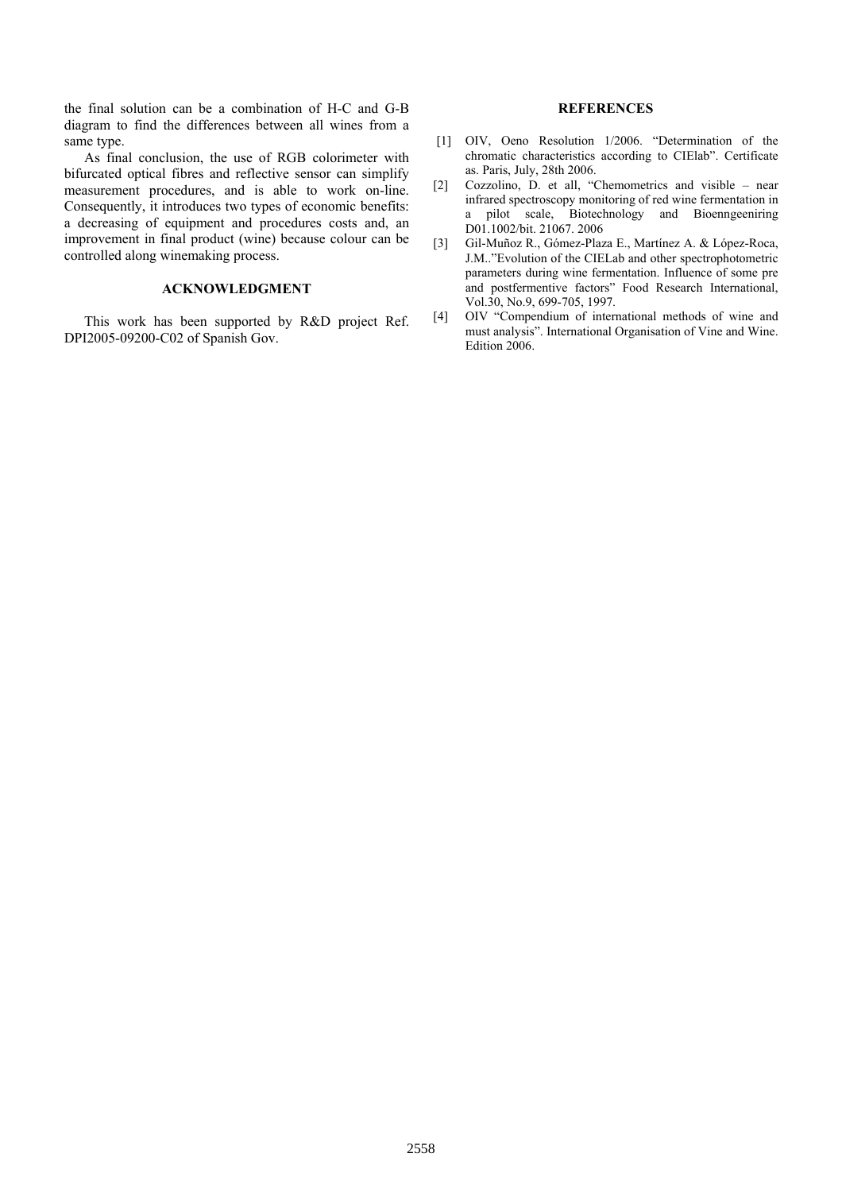the final solution can be a combination of H-C and G-B diagram to find the differences between all wines from a same type.

As final conclusion, the use of RGB colorimeter with bifurcated optical fibres and reflective sensor can simplify measurement procedures, and is able to work on-line. Consequently, it introduces two types of economic benefits: a decreasing of equipment and procedures costs and, an improvement in final product (wine) because colour can be controlled along winemaking process.

## ACKNOWLEDGMENT

This work has been supported by R&D project Ref. DPI2005-09200-C02 of Spanish Gov.

## REFERENCES

[1] OIV, Oeno Resolution 1/2006. "Determination of the chromatic characteristics according to CIElab". Certificate as. Paris, July, 28th 2006.

[2] Cozzolino, D. et all, "Chemometrics and visible – near infrared spectroscopy monitoring of red wine fermentation in a pilot scale, Biotechnology and Bioenngeeniring D01.1002/bit. 21067. 2006

[3] Gil-Muñoz R., Gómez-Plaza E., Martínez A. & López-Roca, J.M.."Evolution of the CIELab and other spectrophotometric parameters during wine fermentation. Influence of some pre and postfermentive factors" Food Research International, Vol.30, No.9, 699-705, 1997.

[4] OIV "Compendium of international methods of wine and must analysis". International Organisation of Vine and Wine. Edition 2006.